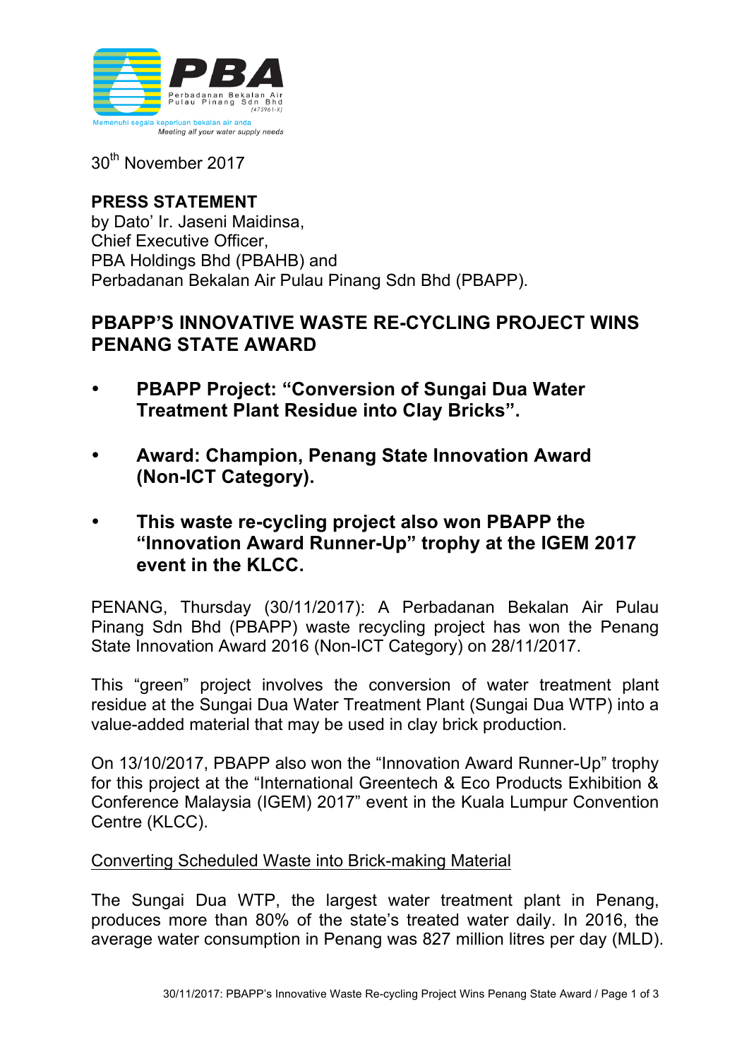**PBA**

Perbadanan Bekalan Air Pulau Pinang Sdn Bhd (475961-X)

Memenuhi segala keperluan bekalan air anda

*Meeting all your water supply needs*

30th November 2017

**PRESS STATEMENT**
by Dato' Ir. Jaseni Maidinsa,
Chief Executive Officer,
PBA Holdings Bhd (PBAHB) and
Perbadanan Bekalan Air Pulau Pinang Sdn Bhd (PBAPP).

## PBAPP'S INNOVATIVE WASTE RE-CYCLING PROJECT WINS PENANG STATE AWARD

- **PBAPP Project: "Conversion of Sungai Dua Water Treatment Plant Residue into Clay Bricks".**
- **Award: Champion, Penang State Innovation Award (Non-ICT Category).**
- **This waste re-cycling project also won PBAPP the "Innovation Award Runner-Up" trophy at the IGEM 2017 event in the KLCC.**

PENANG, Thursday (30/11/2017): A Perbadanan Bekalan Air Pulau Pinang Sdn Bhd (PBAPP) waste recycling project has won the Penang State Innovation Award 2016 (Non-ICT Category) on 28/11/2017.

This "green" project involves the conversion of water treatment plant residue at the Sungai Dua Water Treatment Plant (Sungai Dua WTP) into a value-added material that may be used in clay brick production.

On 13/10/2017, PBAPP also won the "Innovation Award Runner-Up" trophy for this project at the "International Greentech & Eco Products Exhibition & Conference Malaysia (IGEM) 2017" event in the Kuala Lumpur Convention Centre (KLCC).

Converting Scheduled Waste into Brick-making Material

The Sungai Dua WTP, the largest water treatment plant in Penang, produces more than 80% of the state's treated water daily. In 2016, the average water consumption in Penang was 827 million litres per day (MLD).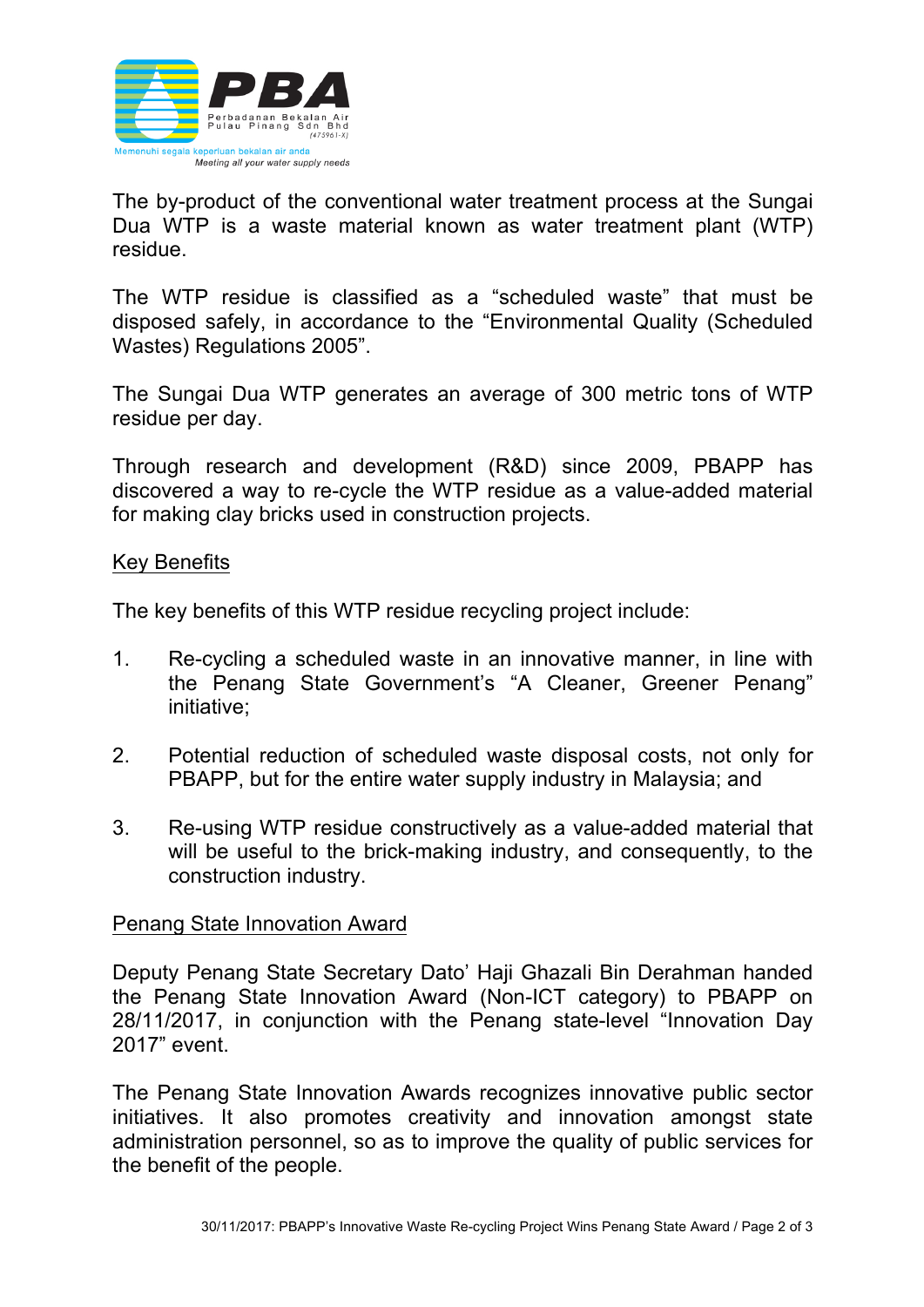The by-product of the conventional water treatment process at the Sungai Dua WTP is a waste material known as water treatment plant (WTP) residue.

The WTP residue is classified as a "scheduled waste" that must be disposed safely, in accordance to the "Environmental Quality (Scheduled Wastes) Regulations 2005".

The Sungai Dua WTP generates an average of 300 metric tons of WTP residue per day.

Through research and development (R&D) since 2009, PBAPP has discovered a way to re-cycle the WTP residue as a value-added material for making clay bricks used in construction projects.

## Key Benefits

The key benefits of this WTP residue recycling project include:

1. Re-cycling a scheduled waste in an innovative manner, in line with the Penang State Government's "A Cleaner, Greener Penang" initiative;
2. Potential reduction of scheduled waste disposal costs, not only for PBAPP, but for the entire water supply industry in Malaysia; and
3. Re-using WTP residue constructively as a value-added material that will be useful to the brick-making industry, and consequently, to the construction industry.

## Penang State Innovation Award

Deputy Penang State Secretary Dato' Haji Ghazali Bin Derahman handed the Penang State Innovation Award (Non-ICT category) to PBAPP on 28/11/2017, in conjunction with the Penang state-level "Innovation Day 2017" event.

The Penang State Innovation Awards recognizes innovative public sector initiatives. It also promotes creativity and innovation amongst state administration personnel, so as to improve the quality of public services for the benefit of the people.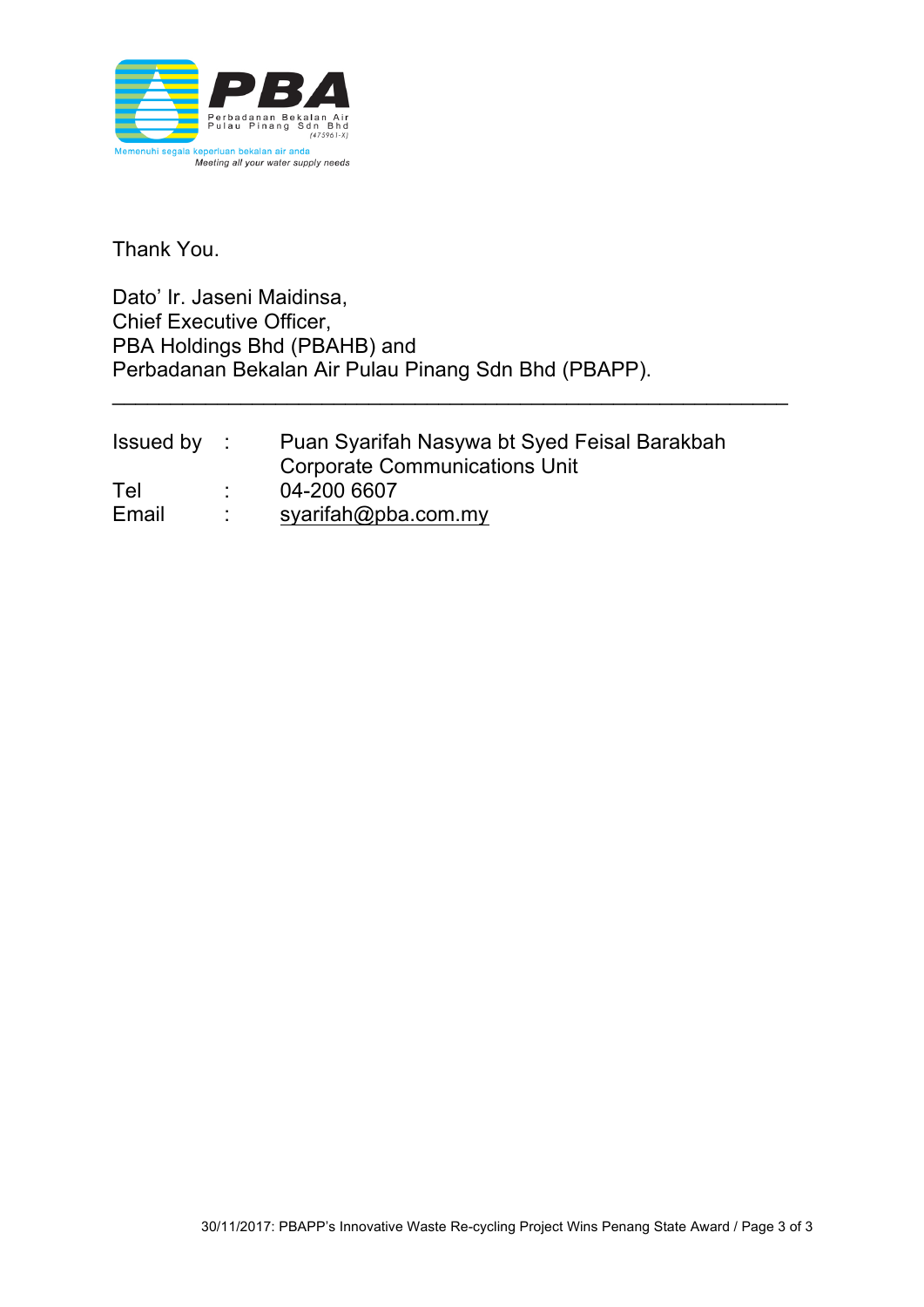Thank You.

Dato' Ir. Jaseni Maidinsa,
Chief Executive Officer,
PBA Holdings Bhd (PBAHB) and
Perbadanan Bekalan Air Pulau Pinang Sdn Bhd (PBAPP).

---

| | | |
|---|---|---|
| Issued by | : | Puan Syarifah Nasywa bt Syed Feisal Barakbah<br>Corporate Communications Unit |
| Tel | : | 04-200 6607 |
| Email | : | syarifah@pba.com.my |